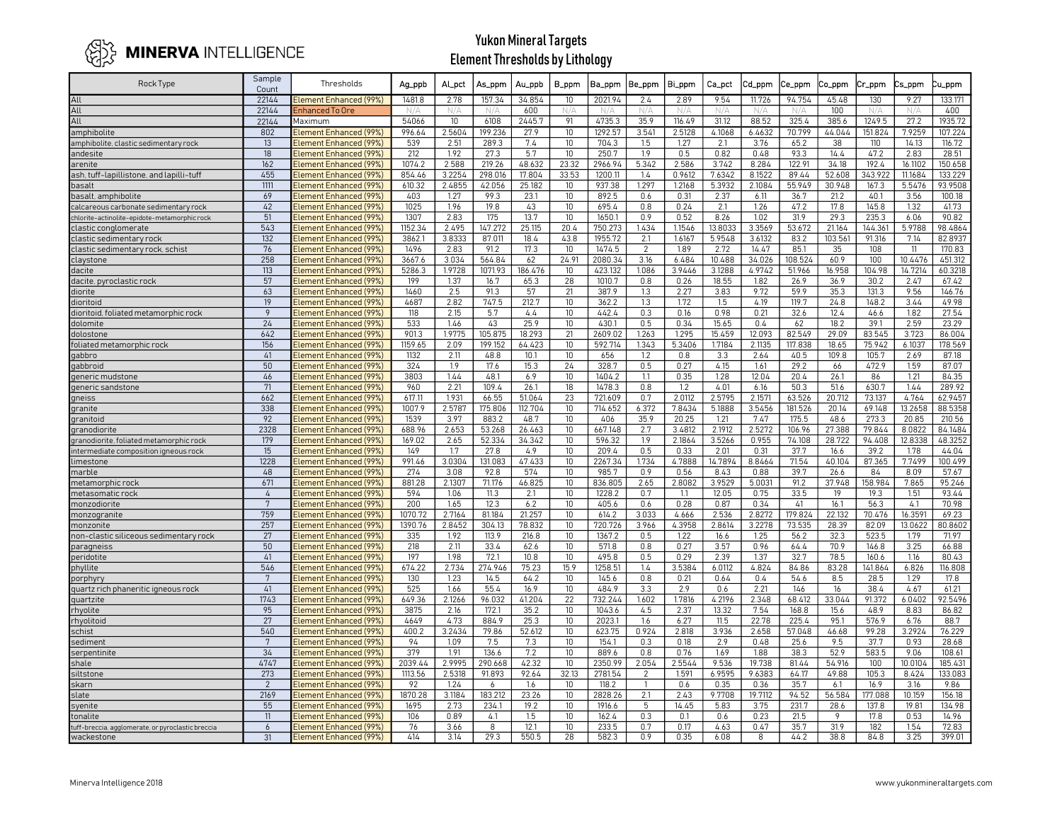MINERVA INTELLIGENCE

# Yukon Mineral Targets
## Element Thresholds by Lithology

| Rock Type | Sample Count | Thresholds | Ag_ppb | Al_pct | As_ppm | Au_ppb | B_ppm | Ba_ppm | Be_ppm | Bi_ppm | Ca_pct | Cd_ppm | Ce_ppm | Co_ppm | Cr_ppm | Cs_ppm | Cu_ppm |
|---|---|---|---|---|---|---|---|---|---|---|---|---|---|---|---|---|---|
| All | 22144 | Element Enhanced (99%) | 1481.8 | 2.78 | 157.34 | 34.854 | 10 | 2021.94 | 2.4 | 2.89 | 9.54 | 11.726 | 94.754 | 45.48 | 130 | 9.27 | 133.171 |
| All | 22144 | Enhanced To Ore | N/A | N/A | N/A | 600 | N/A | N/A | N/A | N/A | N/A | N/A | N/A | 100 | N/A | N/A | 400 |
| All | 22144 | Maximum | 54066 | 10 | 6108 | 2445.7 | 91 | 4735.3 | 35.9 | 116.49 | 31.12 | 88.52 | 325.4 | 385.6 | 1249.5 | 27.2 | 1935.72 |
| amphibolite | 802 | Element Enhanced (99%) | 996.64 | 2.5604 | 199.236 | 27.9 | 10 | 1292.57 | 3.541 | 2.5128 | 4.1068 | 6.6432 | 70.799 | 44.044 | 151.824 | 7.9259 | 107.224 |
| amphibolite, clastic sedimentary rock | 13 | Element Enhanced (99%) | 539 | 2.51 | 289.3 | 7.4 | 10 | 704.3 | 1.5 | 1.27 | 2.1 | 3.76 | 65.2 | 38 | 110 | 14.13 | 116.72 |
| andesite | 18 | Element Enhanced (99%) | 212 | 1.92 | 27.3 | 5.7 | 10 | 250.7 | 1.9 | 0.5 | 0.82 | 0.48 | 93.3 | 14.4 | 47.2 | 2.83 | 28.51 |
| arenite | 162 | Element Enhanced (99%) | 1074.2 | 2.588 | 219.26 | 48.632 | 23.32 | 2966.94 | 5.342 | 2.586 | 3.742 | 8.284 | 122.91 | 34.18 | 192.4 | 16.1102 | 150.658 |
| ash, tuff-lapillistone, and lapilli-tuff | 455 | Element Enhanced (99%) | 854.46 | 3.2254 | 298.016 | 17.804 | 33.53 | 1200.11 | 1.4 | 0.9612 | 7.6342 | 8.1522 | 89.44 | 52.608 | 343.922 | 11.1684 | 133.229 |
| basalt | 1111 | Element Enhanced (99%) | 610.32 | 2.4855 | 42.056 | 25.182 | 10 | 937.38 | 1.297 | 1.2168 | 5.3932 | 2.1084 | 55.949 | 30.948 | 167.3 | 5.5476 | 93.9508 |
| basalt, amphibolite | 69 | Element Enhanced (99%) | 403 | 1.27 | 99.3 | 23.1 | 10 | 892.5 | 0.6 | 0.31 | 2.37 | 6.11 | 36.7 | 21.2 | 40.1 | 3.56 | 100.18 |
| calcareous carbonate sedimentary rock | 42 | Element Enhanced (99%) | 1025 | 1.96 | 19.8 | 43 | 10 | 695.4 | 0.8 | 0.24 | 21 | 1.26 | 47.2 | 17.8 | 145.8 | 1.32 | 41.73 |
| chlorite-actinolite-epidote-metamorphic rock | 51 | Element Enhanced (99%) | 1307 | 2.83 | 175 | 13.7 | 10 | 1650.1 | 0.9 | 0.52 | 8.26 | 1.02 | 31.9 | 29.3 | 235.3 | 6.06 | 90.82 |
| clastic conglomerate | 543 | Element Enhanced (99%) | 1152.34 | 2.495 | 147.272 | 25.115 | 20.4 | 750.273 | 1.434 | 1.1546 | 13.8033 | 3.3569 | 53.672 | 21.164 | 144.361 | 5.9788 | 98.4864 |
| clastic sedimentary rock | 132 | Element Enhanced (99%) | 3862.1 | 3.8333 | 87.011 | 18.4 | 43.8 | 1955.72 | 2.1 | 1.6167 | 5.9548 | 3.6132 | 83.2 | 103.561 | 91.316 | 7.14 | 82.8937 |
| clastic sedimentary rock, schist | 76 | Element Enhanced (99%) | 1496 | 2.83 | 91.2 | 17.3 | 10 | 1474.5 | 2 | 1.89 | 2.72 | 14.47 | 85.1 | 35 | 108 | 11 | 170.83 |
| claystone | 258 | Element Enhanced (99%) | 3667.6 | 3.034 | 564.84 | 62 | 24.91 | 2080.34 | 3.16 | 6.484 | 10.488 | 34.026 | 108.524 | 60.9 | 100 | 10.4476 | 451.312 |
| dacite | 113 | Element Enhanced (99%) | 5286.3 | 1.9728 | 1071.93 | 186.476 | 10 | 423.132 | 1.086 | 3.9446 | 3.1288 | 4.9742 | 51.966 | 16.958 | 104.98 | 14.7214 | 60.3218 |
| dacite, pyroclastic rock | 57 | Element Enhanced (99%) | 199 | 1.37 | 16.7 | 65.3 | 28 | 1010.7 | 0.8 | 0.26 | 18.55 | 1.82 | 26.9 | 36.9 | 30.2 | 2.47 | 67.42 |
| diorite | 63 | Element Enhanced (99%) | 1460 | 2.5 | 91.3 | 57 | 21 | 387.9 | 1.3 | 2.27 | 3.83 | 9.72 | 59.9 | 35.3 | 131.3 | 9.56 | 146.76 |
| dioritoid | 19 | Element Enhanced (99%) | 4687 | 2.82 | 747.5 | 212.7 | 10 | 362.2 | 1.3 | 1.72 | 1.5 | 4.19 | 119.7 | 24.8 | 148.2 | 3.44 | 49.98 |
| dioritoid, foliated metamorphic rock | 9 | Element Enhanced (99%) | 118 | 2.15 | 5.7 | 4.4 | 10 | 442.4 | 0.3 | 0.16 | 0.98 | 0.21 | 32.6 | 12.4 | 46.6 | 1.82 | 27.54 |
| dolomite | 24 | Element Enhanced (99%) | 533 | 1.46 | 43 | 25.9 | 10 | 430.1 | 0.5 | 0.34 | 15.65 | 0.4 | 62 | 18.2 | 39.1 | 2.59 | 23.29 |
| dolostone | 642 | Element Enhanced (99%) | 901.3 | 1.9775 | 105.875 | 18.293 | 21 | 2609.02 | 1.263 | 1.295 | 15.459 | 12.093 | 82.549 | 29.09 | 83.545 | 3.723 | 86.004 |
| foliated metamorphic rock | 156 | Element Enhanced (99%) | 1159.65 | 2.09 | 199.152 | 64.423 | 10 | 592.714 | 1.343 | 5.3406 | 1.7184 | 2.1135 | 117.838 | 18.65 | 75.942 | 6.1037 | 178.569 |
| gabbro | 41 | Element Enhanced (99%) | 1132 | 2.11 | 48.8 | 10.1 | 10 | 656 | 1.2 | 0.8 | 3.3 | 2.64 | 40.5 | 109.8 | 105.7 | 2.69 | 87.18 |
| gabbroid | 50 | Element Enhanced (99%) | 324 | 1.9 | 17.6 | 15.3 | 24 | 328.7 | 0.5 | 0.27 | 4.15 | 1.61 | 29.2 | 66 | 472.9 | 1.59 | 87.07 |
| generic mudstone | 46 | Element Enhanced (99%) | 3803 | 1.44 | 48.1 | 6.9 | 10 | 1404.2 | 1.1 | 0.35 | 1.28 | 12.04 | 20.4 | 26.1 | 86 | 1.21 | 84.35 |
| generic sandstone | 71 | Element Enhanced (99%) | 960 | 2.21 | 109.4 | 26.1 | 18 | 1478.3 | 0.8 | 1.2 | 4.01 | 6.16 | 50.3 | 51.6 | 630.7 | 1.44 | 289.92 |
| gneiss | 662 | Element Enhanced (99%) | 617.11 | 1.931 | 66.55 | 51.064 | 23 | 721.609 | 0.7 | 2.0112 | 2.5795 | 2.1571 | 63.526 | 20.712 | 73.137 | 4.764 | 62.9457 |
| granite | 338 | Element Enhanced (99%) | 1007.9 | 2.5787 | 175.806 | 112.704 | 10 | 714.652 | 6.372 | 7.8434 | 5.1888 | 3.5456 | 181.526 | 20.14 | 69.148 | 13.2658 | 88.5358 |
| granitoid | 92 | Element Enhanced (99%) | 1539 | 3.97 | 883.2 | 48.7 | 10 | 406 | 35.9 | 20.25 | 1.21 | 7.47 | 175.5 | 48.6 | 273.3 | 20.85 | 210.56 |
| granodiorite | 2328 | Element Enhanced (99%) | 688.96 | 2.653 | 53.268 | 26.463 | 10 | 667.148 | 2.7 | 3.4812 | 2.1912 | 2.5272 | 106.96 | 27.388 | 79.844 | 8.0822 | 84.1484 |
| granodiorite, foliated metamorphic rock | 179 | Element Enhanced (99%) | 169.02 | 2.65 | 52.334 | 34.342 | 10 | 596.32 | 1.9 | 2.1864 | 3.5266 | 0.955 | 74.108 | 28.722 | 94.408 | 12.8338 | 48.3252 |
| intermediate composition igneous rock | 15 | Element Enhanced (99%) | 149 | 1.7 | 27.8 | 4.9 | 10 | 209.4 | 0.5 | 0.33 | 2.01 | 0.31 | 37.7 | 16.6 | 39.2 | 1.78 | 44.04 |
| limestone | 1228 | Element Enhanced (99%) | 991.46 | 3.0304 | 131.083 | 47.433 | 10 | 2267.34 | 1.734 | 4.7888 | 14.7894 | 8.8464 | 71.54 | 40.104 | 87.365 | 7.7499 | 100.499 |
| marble | 48 | Element Enhanced (99%) | 274 | 3.08 | 92.8 | 574 | 10 | 985.7 | 0.9 | 0.56 | 8.43 | 0.88 | 39.7 | 26.6 | 84 | 8.09 | 57.67 |
| metamorphic rock | 671 | Element Enhanced (99%) | 881.28 | 2.1307 | 71.176 | 46.825 | 10 | 836.805 | 2.65 | 2.8082 | 3.9529 | 5.0031 | 91.2 | 37.948 | 158.984 | 7.865 | 95.246 |
| metasomatic rock | 4 | Element Enhanced (99%) | 594 | 1.06 | 11.3 | 2.1 | 10 | 1228.2 | 0.7 | 1.1 | 12.05 | 0.75 | 33.5 | 19 | 19.3 | 1.51 | 93.44 |
| monzodiorite | 7 | Element Enhanced (99%) | 200 | 1.65 | 12.3 | 6.2 | 10 | 405.6 | 0.6 | 0.28 | 0.87 | 0.34 | 41 | 16.1 | 56.3 | 4.1 | 70.98 |
| monzogranite | 759 | Element Enhanced (99%) | 1070.72 | 2.7164 | 81.184 | 21.257 | 10 | 614.2 | 3.033 | 4.666 | 2.536 | 2.8272 | 179.824 | 22.132 | 70.476 | 16.3591 | 69.23 |
| monzonite | 257 | Element Enhanced (99%) | 1390.76 | 2.8452 | 304.13 | 78.832 | 10 | 720.726 | 3.966 | 4.3958 | 2.8614 | 3.3278 | 73.535 | 28.39 | 82.09 | 13.0622 | 80.8602 |
| non-clastic siliceous sedimentary rock | 27 | Element Enhanced (99%) | 335 | 1.92 | 113.9 | 216.8 | 10 | 1367.2 | 0.5 | 1.22 | 16.6 | 1.25 | 56.2 | 32.3 | 523.5 | 1.79 | 71.97 |
| paragneiss | 50 | Element Enhanced (99%) | 218 | 2.11 | 33.4 | 62.6 | 10 | 571.8 | 0.8 | 0.27 | 3.57 | 0.96 | 64.4 | 70.9 | 146.8 | 3.25 | 66.88 |
| peridotite | 41 | Element Enhanced (99%) | 197 | 1.98 | 72.1 | 10.8 | 10 | 495.8 | 0.5 | 0.29 | 2.39 | 1.37 | 32.7 | 78.5 | 160.6 | 1.16 | 80.43 |
| phyllite | 546 | Element Enhanced (99%) | 674.22 | 2.734 | 274.946 | 75.23 | 15.9 | 1258.51 | 1.4 | 3.5384 | 6.0112 | 4.824 | 84.86 | 83.28 | 141.864 | 6.826 | 116.808 |
| porphyry | 7 | Element Enhanced (99%) | 130 | 1.23 | 14.5 | 64.2 | 10 | 145.6 | 0.8 | 0.21 | 0.64 | 0.4 | 54.6 | 8.5 | 28.5 | 1.29 | 17.8 |
| quartz rich phaneritic igneous rock | 41 | Element Enhanced (99%) | 525 | 1.66 | 55.4 | 16.9 | 10 | 484.9 | 3.3 | 2.9 | 0.6 | 2.21 | 146 | 16 | 38.4 | 4.67 | 61.21 |
| quartzite | 1743 | Element Enhanced (99%) | 649.36 | 2.1266 | 96.032 | 41.204 | 22 | 732.244 | 1.602 | 1.7816 | 4.2196 | 2.348 | 68.412 | 33.044 | 91.372 | 6.0402 | 92.5496 |
| rhyolite | 95 | Element Enhanced (99%) | 3875 | 2.16 | 172.1 | 35.2 | 10 | 1043.6 | 4.5 | 2.37 | 13.32 | 7.54 | 168.8 | 15.6 | 48.9 | 8.83 | 86.82 |
| rhyolitoid | 27 | Element Enhanced (99%) | 4649 | 4.73 | 884.9 | 25.3 | 10 | 2023.1 | 1.6 | 6.27 | 11.5 | 22.78 | 225.4 | 95.1 | 576.9 | 6.76 | 88.7 |
| schist | 540 | Element Enhanced (99%) | 400.2 | 3.2434 | 79.86 | 52.612 | 10 | 623.75 | 0.924 | 2.818 | 3.936 | 2.658 | 57.048 | 46.68 | 99.28 | 3.2924 | 76.229 |
| sediment | 7 | Element Enhanced (99%) | 94 | 1.09 | 7.5 | 7.3 | 10 | 154.1 | 0.3 | 0.18 | 2.9 | 0.48 | 25.6 | 9.5 | 37.7 | 0.93 | 28.68 |
| serpentinite | 34 | Element Enhanced (99%) | 379 | 1.91 | 136.6 | 7.2 | 10 | 889.6 | 0.8 | 0.76 | 1.69 | 1.88 | 38.3 | 52.9 | 583.5 | 9.06 | 108.61 |
| shale | 4747 | Element Enhanced (99%) | 2039.44 | 2.9995 | 290.668 | 42.32 | 10 | 2350.99 | 2.054 | 2.5544 | 9.536 | 19.738 | 81.44 | 54.916 | 100 | 10.0104 | 185.431 |
| siltstone | 273 | Element Enhanced (99%) | 1113.56 | 2.5318 | 91.893 | 92.64 | 32.13 | 2781.54 | 2 | 1.591 | 6.9595 | 9.6383 | 64.17 | 49.88 | 105.3 | 8.424 | 133.083 |
| skarn | 2 | Element Enhanced (99%) | 92 | 1.24 | 6 | 1.6 | 10 | 118.2 | 1 | 0.6 | 0.35 | 0.36 | 35.7 | 6.1 | 16.9 | 3.16 | 9.86 |
| slate | 2169 | Element Enhanced (99%) | 1870.28 | 3.1184 | 183.212 | 23.26 | 10 | 2828.26 | 2.1 | 2.43 | 9.7708 | 19.7112 | 94.52 | 56.584 | 177.088 | 10.159 | 156.18 |
| syenite | 55 | Element Enhanced (99%) | 1695 | 2.73 | 234.1 | 19.2 | 10 | 1916.6 | 5 | 14.45 | 5.83 | 3.75 | 231.7 | 28.6 | 137.8 | 19.81 | 134.98 |
| tonalite | 11 | Element Enhanced (99%) | 106 | 0.89 | 4.1 | 1.5 | 10 | 162.4 | 0.3 | 0.1 | 0.6 | 0.23 | 21.5 | 9 | 17.8 | 0.53 | 14.96 |
| tuff-breccia, agglomerate, or pyroclastic breccia | 6 | Element Enhanced (99%) | 76 | 3.66 | 8 | 12.1 | 10 | 233.5 | 0.7 | 0.17 | 4.63 | 0.47 | 35.7 | 31.9 | 182 | 1.54 | 72.83 |
| wackestone | 31 | Element Enhanced (99%) | 414 | 3.14 | 29.3 | 550.5 | 28 | 582.3 | 0.9 | 0.35 | 6.08 | 8 | 44.2 | 38.8 | 84.8 | 3.25 | 399.01 |

Minerva Intelligence 2018

www.yukonmineraltargets.com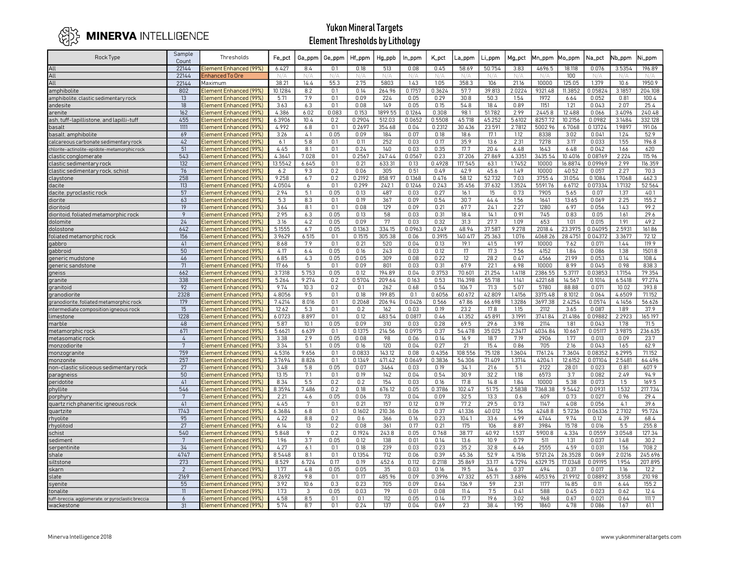MINERVA INTELLIGENCE

# Yukon Mineral Targets
## Element Thresholds by Lithology

| Rock Type | Sample Count | Thresholds | Fe_pct | Ga_ppm | Ge_ppm | Hf_ppm | Hg_ppb | In_ppm | K_pct | La_ppm | Li_ppm | Mg_pct | Mn_ppm | Mo_ppm | Na_pct | Nb_ppm | Ni_ppm |
|---|---|---|---|---|---|---|---|---|---|---|---|---|---|---|---|---|---|
| All | 22144 | Element Enhanced (99%) | 6.427 | 8.4 | 0.1 | 0.18 | 513 | 0.08 | 0.45 | 58.69 | 50.754 | 3.83 | 4696.5 | 18.118 | 0.076 | 3.5354 | 196.89 |
| All | 22144 | Enhanced To Ore | N/A | N/A | N/A | N/A | N/A | N/A | N/A | N/A | N/A | N/A | N/A | 100 | N/A | N/A | N/A |
| All | 22144 | Maximum | 38.21 | 14.4 | 55.3 | 2.75 | 5803 | 1.43 | 1.05 | 358.3 | 106 | 21.16 | 10000 | 125.05 | 1.379 | 10.6 | 1950.9 |
| amphibolite | 802 | Element Enhanced (99%) | 10.1284 | 8.2 | 0.1 | 0.14 | 264.96 | 0.1757 | 0.3624 | 57.7 | 39.813 | 2.0224 | 9321.48 | 11.3852 | 0.05824 | 3.1857 | 204.108 |
| amphibolite, clastic sedimentary rock | 13 | Element Enhanced (99%) | 5.71 | 7.9 | 0.1 | 0.09 | 224 | 0.05 | 0.29 | 30.8 | 50.3 | 1.54 | 1972 | 6.64 | 0.052 | 0.81 | 100.4 |
| andesite | 18 | Element Enhanced (99%) | 3.63 | 6.3 | 0.1 | 0.08 | 149 | 0.05 | 0.15 | 54.8 | 18.4 | 0.89 | 1151 | 1.21 | 0.043 | 2.07 | 25.4 |
| arenite | 162 | Element Enhanced (99%) | 4.386 | 6.02 | 0.083 | 0.153 | 1899.55 | 0.1264 | 0.308 | 98.1 | 51.782 | 2.99 | 2445.8 | 12.488 | 0.066 | 3.4096 | 240.48 |
| ash, tuff-lapillistone, and lapilli-tuff | 455 | Element Enhanced (99%) | 6.3906 | 10.4 | 0.2 | 0.2904 | 512.03 | 0.0652 | 0.5508 | 45.718 | 45.252 | 5.6102 | 8257.72 | 10.2156 | 0.0982 | 3.1484 | 332.128 |
| basalt | 1111 | Element Enhanced (99%) | 4.992 | 6.8 | 0.1 | 0.2697 | 354.68 | 0.04 | 0.2312 | 30.436 | 23.591 | 2.7812 | 5002.96 | 6.7068 | 0.13724 | 1.9897 | 191.06 |
| basalt, amphibolite | 69 | Element Enhanced (99%) | 3.26 | 4.1 | 0.05 | 0.09 | 184 | 0.07 | 0.18 | 18.6 | 17.1 | 1.12 | 8338 | 3.02 | 0.041 | 1.24 | 52.9 |
| calcareous carbonate sedimentary rock | 42 | Element Enhanced (99%) | 6.1 | 5.8 | 0.1 | 0.11 | 252 | 0.03 | 0.17 | 35.9 | 13.6 | 2.31 | 7278 | 3.17 | 0.033 | 1.55 | 196.8 |
| chlorite-actinolite-epidote-metamorphic rock | 51 | Element Enhanced (99%) | 4.45 | 8.1 | 0.1 | 0.24 | 140 | 0.03 | 0.35 | 17.7 | 20.4 | 6.48 | 1643 | 6.48 | 0.042 | 1.66 | 620 |
| clastic conglomerate | 543 | Element Enhanced (99%) | 4.3641 | 7.028 | 0.1 | 0.2567 | 247.44 | 0.0567 | 0.23 | 37.206 | 27.869 | 4.3351 | 3435.54 | 10.4016 | 0.08769 | 2.224 | 115.96 |
| clastic sedimentary rock | 132 | Element Enhanced (99%) | 13.5542 | 6.645 | 0.1 | 0.21 | 633.31 | 0.13 | 0.4928 | 117.545 | 63.1 | 1.7452 | 10000 | 16.8874 | 0.09969 | 2.99 | 116.359 |
| clastic sedimentary rock, schist | 76 | Element Enhanced (99%) | 6.2 | 9.3 | 0.2 | 0.06 | 305 | 0.51 | 0.49 | 42.9 | 45.6 | 1.49 | 10000 | 40.52 | 0.057 | 2.27 | 70.3 |
| claystone | 258 | Element Enhanced (99%) | 9.258 | 6.7 | 0.2 | 0.2192 | 858.97 | 0.1368 | 0.476 | 58.12 | 52.732 | 7.03 | 3755.4 | 31.054 | 0.1084 | 1.7068 | 462.3 |
| dacite | 113 | Element Enhanced (99%) | 4.0504 | 6 | 0.1 | 0.299 | 242.1 | 0.1246 | 0.243 | 35.456 | 37.632 | 1.3524 | 5591.76 | 6.6712 | 0.07334 | 1.7132 | 52.564 |
| dacite, pyroclastic rock | 57 | Element Enhanced (99%) | 2.94 | 5.1 | 0.05 | 0.13 | 487 | 0.03 | 0.27 | 16.1 | 15 | 0.73 | 7905 | 5.65 | 0.07 | 1.37 | 40.1 |
| diorite | 63 | Element Enhanced (99%) | 5.3 | 8.3 | 0.1 | 0.19 | 367 | 0.09 | 0.54 | 30.7 | 44.4 | 1.56 | 1641 | 13.65 | 0.069 | 2.25 | 155.2 |
| dioritoid | 19 | Element Enhanced (99%) | 3.64 | 8.1 | 0.1 | 0.08 | 129 | 0.09 | 0.21 | 67.7 | 24.1 | 2.27 | 1280 | 6.97 | 0.056 | 1.43 | 99.2 |
| dioritoid, foliated metamorphic rock | 9 | Element Enhanced (99%) | 2.95 | 6.3 | 0.05 | 0.13 | 58 | 0.03 | 0.31 | 18.4 | 14.1 | 0.91 | 745 | 0.83 | 0.05 | 1.61 | 29.6 |
| dolomite | 24 | Element Enhanced (99%) | 3.16 | 4.2 | 0.05 | 0.09 | 77 | 0.03 | 0.32 | 31.3 | 27.7 | 1.09 | 653 | 1.01 | 0.015 | 1.91 | 49.2 |
| dolostone | 642 | Element Enhanced (99%) | 5.1555 | 6.7 | 0.05 | 0.1363 | 334.15 | 0.0963 | 0.249 | 48.94 | 37.587 | 9.278 | 2018.4 | 23.3975 | 0.04095 | 2.5931 | 161.86 |
| foliated metamorphic rock | 156 | Element Enhanced (99%) | 3.9629 | 6.515 | 0.1 | 0.1515 | 305.38 | 0.06 | 0.3915 | 140.417 | 25.363 | 1.076 | 4068.26 | 28.4751 | 0.04372 | 3.3677 | 72.12 |
| gabbro | 41 | Element Enhanced (99%) | 8.68 | 7.9 | 0.1 | 0.21 | 520 | 0.04 | 0.13 | 19.1 | 41.5 | 1.97 | 10000 | 7.62 | 0.071 | 1.44 | 119.9 |
| gabbroid | 50 | Element Enhanced (99%) | 4.17 | 6.4 | 0.05 | 0.16 | 243 | 0.03 | 0.12 | 17 | 17.3 | 7.56 | 4152 | 1.84 | 0.086 | 1.38 | 1501.8 |
| generic mudstone | 46 | Element Enhanced (99%) | 6.85 | 4.3 | 0.05 | 0.05 | 309 | 0.08 | 0.22 | 12 | 28.2 | 0.47 | 4566 | 21.99 | 0.053 | 0.14 | 108.4 |
| generic sandstone | 71 | Element Enhanced (99%) | 17.66 | 5 | 0.1 | 0.09 | 801 | 0.03 | 0.31 | 67.9 | 22.1 | 6.98 | 10000 | 8.99 | 0.045 | 0.98 | 838.3 |
| gneiss | 662 | Element Enhanced (99%) | 3.7318 | 5.753 | 0.05 | 0.12 | 194.89 | 0.04 | 0.3753 | 70.601 | 21.254 | 1.4118 | 2386.55 | 5.3717 | 0.03853 | 1.7154 | 79.354 |
| granite | 338 | Element Enhanced (99%) | 5.264 | 9.274 | 0.2 | 0.5704 | 209.64 | 0.163 | 0.53 | 114.398 | 55.718 | 1.141 | 4221.68 | 14.567 | 0.1014 | 6.5418 | 97.274 |
| granitoid | 92 | Element Enhanced (99%) | 9.74 | 10.3 | 0.2 | 0.1 | 262 | 0.68 | 0.54 | 106.7 | 71.3 | 5.07 | 5780 | 88.88 | 0.071 | 10.02 | 393.8 |
| granodiorite | 2328 | Element Enhanced (99%) | 4.8056 | 9.5 | 0.1 | 0.18 | 199.85 | 0.1 | 0.6056 | 60.672 | 42.809 | 1.4156 | 3375.48 | 8.1012 | 0.064 | 4.6509 | 71.152 |
| granodiorite, foliated metamorphic rock | 179 | Element Enhanced (99%) | 7.4214 | 8.016 | 0.1 | 0.2068 | 206.94 | 0.0426 | 0.566 | 67.86 | 66.698 | 1.3286 | 3697.38 | 2.4254 | 0.0574 | 4.1456 | 56.626 |
| intermediate composition igneous rock | 15 | Element Enhanced (99%) | 12.62 | 5.3 | 0.1 | 0.2 | 162 | 0.03 | 0.19 | 23.2 | 17.8 | 1.15 | 2112 | 3.65 | 0.087 | 1.89 | 37.9 |
| limestone | 1228 | Element Enhanced (99%) | 6.0723 | 8.897 | 0.1 | 0.12 | 483.54 | 0.0817 | 0.46 | 41.352 | 45.891 | 3.1991 | 3741.84 | 21.4186 | 0.09882 | 2.2923 | 165.197 |
| marble | 48 | Element Enhanced (99%) | 5.87 | 10.1 | 0.05 | 0.09 | 310 | 0.03 | 0.28 | 69.5 | 29.6 | 3.98 | 2114 | 1.81 | 0.043 | 1.78 | 71.5 |
| metamorphic rock | 671 | Element Enhanced (99%) | 5.6621 | 6.639 | 0.1 | 0.1375 | 214.56 | 0.0975 | 0.37 | 54.478 | 35.025 | 2.3417 | 4034.84 | 10.667 | 0.05117 | 3.9875 | 236.635 |
| metasomatic rock | 4 | Element Enhanced (99%) | 3.38 | 2.9 | 0.05 | 0.08 | 98 | 0.06 | 0.14 | 16.9 | 18.7 | 7.19 | 2906 | 1.77 | 0.013 | 0.09 | 23.7 |
| monzodiorite | 7 | Element Enhanced (99%) | 3.34 | 5.1 | 0.05 | 0.16 | 120 | 0.04 | 0.27 | 21 | 15.4 | 0.86 | 705 | 2.16 | 0.043 | 1.65 | 62.9 |
| monzogranite | 759 | Element Enhanced (99%) | 4.5316 | 9.656 | 0.1 | 0.0833 | 143.12 | 0.08 | 0.4356 | 108.556 | 75.128 | 1.3604 | 1761.24 | 7.3604 | 0.08352 | 6.2995 | 71.152 |
| monzonite | 257 | Element Enhanced (99%) | 3.7694 | 8.826 | 0.1 | 0.1349 | 471.42 | 0.0649 | 0.3836 | 54.306 | 71.409 | 1.3714 | 4204.1 | 12.6152 | 0.07104 | 2.5481 | 64.496 |
| non-clastic siliceous sedimentary rock | 27 | Element Enhanced (99%) | 3.48 | 5.8 | 0.05 | 0.07 | 3464 | 0.03 | 0.19 | 34.1 | 21.6 | 5.1 | 2122 | 28.01 | 0.023 | 0.81 | 607.9 |
| paragneiss | 50 | Element Enhanced (99%) | 13.15 | 7.1 | 0.1 | 0.19 | 142 | 0.04 | 0.54 | 30.9 | 32.2 | 1.18 | 6573 | 3.7 | 0.082 | 2.49 | 94.9 |
| peridotite | 41 | Element Enhanced (99%) | 8.34 | 5.5 | 0.2 | 0.2 | 154 | 0.03 | 0.16 | 17.8 | 14.8 | 1.84 | 10000 | 5.38 | 0.073 | 1.5 | 169.5 |
| phyllite | 546 | Element Enhanced (99%) | 8.3594 | 7.486 | 0.2 | 0.18 | 676.12 | 0.05 | 0.3786 | 102.47 | 51.75 | 2.5838 | 7368.38 | 9.5442 | 0.0931 | 1.532 | 217.734 |
| porphyry | 7 | Element Enhanced (99%) | 2.21 | 4.6 | 0.05 | 0.06 | 73 | 0.04 | 0.09 | 32.5 | 13.3 | 0.6 | 609 | 0.73 | 0.027 | 0.96 | 29.4 |
| quartz rich phaneritic igneous rock | 41 | Element Enhanced (99%) | 4.45 | 7 | 0.1 | 0.21 | 157 | 0.12 | 0.19 | 77.2 | 29.5 | 0.73 | 1147 | 4.08 | 0.056 | 4.1 | 39.6 |
| quartzite | 1743 | Element Enhanced (99%) | 6.3684 | 6.8 | 0.1 | 0.1602 | 210.36 | 0.06 | 0.37 | 41.336 | 40.012 | 1.56 | 4248.8 | 5.7236 | 0.06336 | 2.7102 | 95.724 |
| rhyolite | 95 | Element Enhanced (99%) | 4.22 | 8.8 | 0.2 | 0.6 | 366 | 0.16 | 0.23 | 104.1 | 33.6 | 4.99 | 4744 | 9.74 | 0.12 | 4.39 | 68.4 |
| rhyolitoid | 27 | Element Enhanced (99%) | 6.14 | 13 | 0.2 | 0.08 | 361 | 0.17 | 0.21 | 175 | 106 | 8.87 | 3984 | 15.78 | 0.016 | 5.5 | 255.8 |
| schist | 540 | Element Enhanced (99%) | 5.848 | 9 | 0.2 | 0.1924 | 243.8 | 0.05 | 0.768 | 38.77 | 40.92 | 1.537 | 5900.8 | 4.334 | 0.0559 | 3.0548 | 127.34 |
| sediment | 7 | Element Enhanced (99%) | 1.96 | 3.7 | 0.05 | 0.12 | 138 | 0.01 | 0.14 | 13.6 | 10.9 | 0.79 | 511 | 1.31 | 0.037 | 1.48 | 30.2 |
| serpentinite | 34 | Element Enhanced (99%) | 4.27 | 6.1 | 0.1 | 0.18 | 239 | 0.03 | 0.23 | 35.2 | 32.8 | 6.46 | 2555 | 4.59 | 0.031 | 1.56 | 708.2 |
| shale | 4747 | Element Enhanced (99%) | 8.5448 | 8.1 | 0.1 | 0.1354 | 712 | 0.06 | 0.39 | 45.36 | 52.9 | 4.1516 | 5721.24 | 26.3528 | 0.069 | 2.0216 | 245.696 |
| siltstone | 273 | Element Enhanced (99%) | 8.529 | 6.724 | 0.17 | 0.19 | 452.6 | 0.112 | 0.2118 | 35.869 | 33.17 | 4.7294 | 6329.75 | 17.0348 | 0.09195 | 1.954 | 207.895 |
| skarn | 2 | Element Enhanced (99%) | 1.77 | 4.8 | 0.05 | 0.05 | 35 | 0.03 | 0.16 | 19.5 | 34.6 | 0.37 | 494 | 0.37 | 0.017 | 1.16 | 12.2 |
| slate | 2169 | Element Enhanced (99%) | 8.2692 | 9.8 | 0.1 | 0.17 | 485.96 | 0.09 | 0.3996 | 47.332 | 65.71 | 3.6896 | 4053.96 | 21.9912 | 0.08892 | 3.558 | 210.98 |
| syenite | 55 | Element Enhanced (99%) | 3.92 | 10.6 | 0.3 | 0.23 | 705 | 0.09 | 0.64 | 136.9 | 59 | 2.31 | 1177 | 14.85 | 0.11 | 6.44 | 155.2 |
| tonalite | 11 | Element Enhanced (99%) | 1.73 | 3 | 0.05 | 0.03 | 79 | 0.01 | 0.08 | 11.4 | 7.5 | 0.41 | 588 | 0.45 | 0.023 | 0.62 | 12.4 |
| tuff-breccia, agglomerate, or pyroclastic breccia | 6 | Element Enhanced (99%) | 4.58 | 8.5 | 0.1 | 0.1 | 112 | 0.05 | 0.14 | 17.7 | 19.6 | 3.02 | 968 | 0.67 | 0.021 | 0.64 | 111.7 |
| wackestone | 31 | Element Enhanced (99%) | 5.74 | 8.7 | 0.1 | 0.24 | 137 | 0.04 | 0.69 | 23 | 38.4 | 1.95 | 1860 | 4.78 | 0.086 | 1.67 | 61.1 |

Minerva Intelligence 2018

www.yukonmineraltargets.com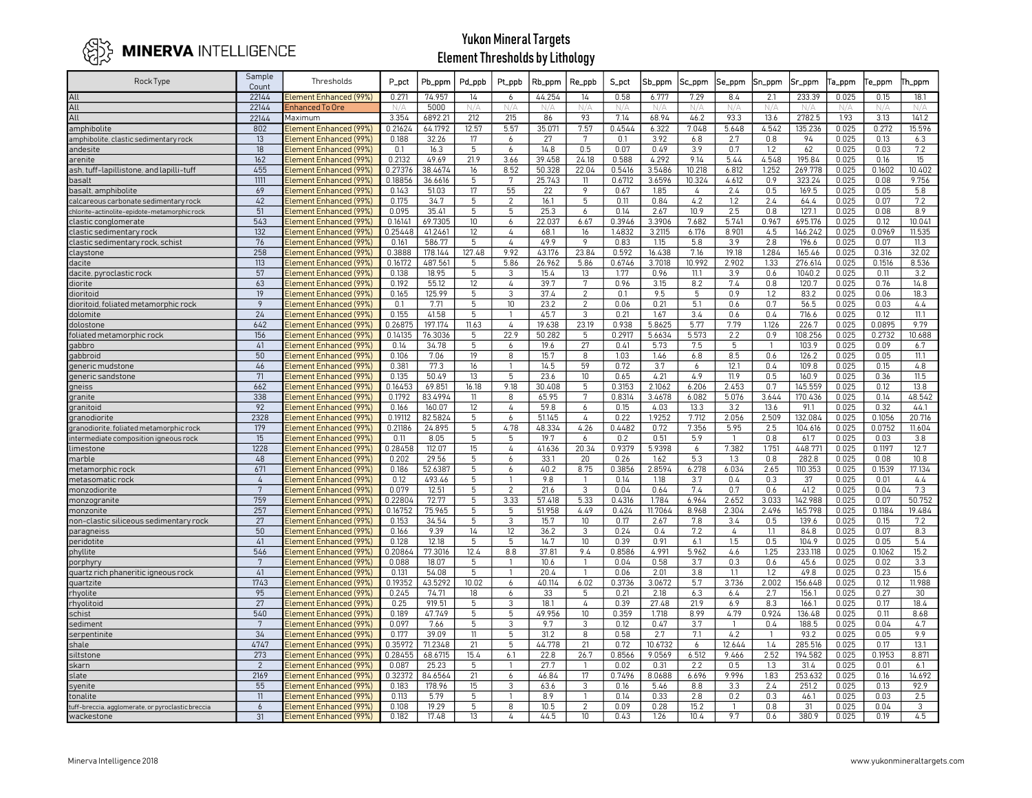# Yukon Mineral Targets
## Element Thresholds by Lithology

| Rock Type | Sample Count | Thresholds | P_pct | Pb_ppm | Pd_ppb | Pt_ppb | Rb_ppm | Re_ppb | S_pct | Sb_ppm | Sc_ppm | Se_ppm | Sn_ppm | Sr_ppm | Ta_ppm | Te_ppm | Th_ppm |
|---|---|---|---|---|---|---|---|---|---|---|---|---|---|---|---|---|---|
| All | 22144 | Element Enhanced (99%) | 0.271 | 74.957 | 14 | 6 | 44.254 | 14 | 0.58 | 6.777 | 7.29 | 8.4 | 2.1 | 233.39 | 0.025 | 0.15 | 18.1 |
| All | 22144 | Enhanced To Ore | N/A | 5000 | N/A | N/A | N/A | N/A | N/A | N/A | N/A | N/A | N/A | N/A | N/A | N/A | N/A |
| All | 22144 | Maximum | 3.354 | 6892.21 | 212 | 215 | 86 | 93 | 7.14 | 68.94 | 46.2 | 93.3 | 13.6 | 2782.5 | 1.93 | 3.13 | 141.2 |
| amphibolite | 802 | Element Enhanced (99%) | 0.21624 | 64.1792 | 12.57 | 5.57 | 35.071 | 7.57 | 0.4544 | 6.322 | 7.048 | 5.648 | 4.542 | 135.236 | 0.025 | 0.272 | 15.596 |
| amphibolite, clastic sedimentary rock | 13 | Element Enhanced (99%) | 0.188 | 32.26 | 17 | 6 | 27 | 7 | 0.1 | 3.92 | 6.8 | 2.7 | 0.8 | 94 | 0.025 | 0.13 | 6.3 |
| andesite | 18 | Element Enhanced (99%) | 0.1 | 16.3 | 5 | 6 | 14.8 | 0.5 | 0.07 | 0.49 | 3.9 | 0.7 | 1.2 | 62 | 0.025 | 0.03 | 7.2 |
| arenite | 162 | Element Enhanced (99%) | 0.2132 | 49.69 | 21.9 | 3.66 | 39.458 | 24.18 | 0.588 | 4.292 | 9.14 | 5.44 | 4.548 | 195.84 | 0.025 | 0.16 | 15 |
| ash, tuff-lapillistone, and lapilli-tuff | 455 | Element Enhanced (99%) | 0.27376 | 38.4674 | 16 | 8.52 | 50.328 | 22.04 | 0.5416 | 3.5486 | 10.218 | 6.812 | 1.252 | 269.778 | 0.025 | 0.1602 | 10.402 |
| basalt | 1111 | Element Enhanced (99%) | 0.18856 | 36.6616 | 5 | 7 | 25.743 | 11 | 0.6712 | 3.6596 | 10.324 | 4.612 | 0.9 | 323.24 | 0.025 | 0.08 | 9.756 |
| basalt, amphibolite | 69 | Element Enhanced (99%) | 0.143 | 51.03 | 17 | 55 | 22 | 9 | 0.67 | 1.85 | 4 | 2.4 | 0.5 | 169.5 | 0.025 | 0.05 | 5.8 |
| calcareous carbonate sedimentary rock | 42 | Element Enhanced (99%) | 0.175 | 34.7 | 5 | 2 | 16.1 | 5 | 0.11 | 0.84 | 4.2 | 1.2 | 2.4 | 64.4 | 0.025 | 0.07 | 7.2 |
| chlorite-actinolite-epidote-metamorphic rock | 51 | Element Enhanced (99%) | 0.095 | 35.41 | 5 | 5 | 25.3 | 6 | 0.14 | 2.67 | 10.9 | 2.5 | 0.8 | 127.1 | 0.025 | 0.08 | 8.9 |
| clastic conglomerate | 543 | Element Enhanced (99%) | 0.16141 | 69.7305 | 10 | 6 | 22.037 | 6.67 | 0.3946 | 3.3906 | 7.682 | 5.741 | 0.967 | 695.176 | 0.025 | 0.12 | 10.041 |
| clastic sedimentary rock | 132 | Element Enhanced (99%) | 0.25448 | 41.2461 | 12 | 4 | 68.1 | 16 | 1.4832 | 3.2115 | 6.176 | 8.901 | 4.5 | 146.242 | 0.025 | 0.0969 | 11.535 |
| clastic sedimentary rock, schist | 76 | Element Enhanced (99%) | 0.161 | 586.77 | 5 | 4 | 49.9 | 9 | 0.83 | 1.15 | 5.8 | 3.9 | 2.8 | 196.6 | 0.025 | 0.07 | 11.3 |
| claystone | 258 | Element Enhanced (99%) | 0.3888 | 178.144 | 127.48 | 9.92 | 43.176 | 23.84 | 0.592 | 16.438 | 7.16 | 19.18 | 1.284 | 165.46 | 0.025 | 0.316 | 32.02 |
| dacite | 113 | Element Enhanced (99%) | 0.16172 | 487.561 | 5 | 5.86 | 26.962 | 5.86 | 0.6746 | 3.7018 | 10.992 | 2.902 | 1.33 | 276.614 | 0.025 | 0.1516 | 8.536 |
| dacite, pyroclastic rock | 57 | Element Enhanced (99%) | 0.138 | 18.95 | 5 | 3 | 15.4 | 13 | 1.77 | 0.96 | 11.1 | 3.9 | 0.6 | 1040.2 | 0.025 | 0.11 | 3.2 |
| diorite | 63 | Element Enhanced (99%) | 0.192 | 55.12 | 12 | 4 | 39.7 | 7 | 0.96 | 3.15 | 8.2 | 7.4 | 0.8 | 120.7 | 0.025 | 0.76 | 14.8 |
| dioritoid | 19 | Element Enhanced (99%) | 0.165 | 125.99 | 5 | 3 | 37.4 | 2 | 0.1 | 9.5 | 5 | 0.9 | 1.2 | 83.2 | 0.025 | 0.06 | 18.3 |
| dioritoid, foliated metamorphic rock | 9 | Element Enhanced (99%) | 0.1 | 7.71 | 5 | 10 | 23.2 | 2 | 0.06 | 0.21 | 5.1 | 0.6 | 0.7 | 56.5 | 0.025 | 0.03 | 4.4 |
| dolomite | 24 | Element Enhanced (99%) | 0.155 | 41.58 | 5 | 1 | 45.7 | 3 | 0.21 | 1.67 | 3.4 | 0.6 | 0.4 | 716.6 | 0.025 | 0.12 | 11.1 |
| dolostone | 642 | Element Enhanced (99%) | 0.26875 | 197.174 | 11.63 | 4 | 19.638 | 23.19 | 0.938 | 5.8625 | 5.77 | 7.79 | 1.126 | 226.7 | 0.025 | 0.0895 | 9.79 |
| foliated metamorphic rock | 156 | Element Enhanced (99%) | 0.14135 | 76.3036 | 5 | 22.9 | 50.282 | 5 | 0.2917 | 5.6634 | 5.573 | 2.2 | 0.9 | 108.256 | 0.025 | 0.2732 | 10.688 |
| gabbro | 41 | Element Enhanced (99%) | 0.14 | 34.78 | 5 | 6 | 19.6 | 27 | 0.41 | 5.73 | 7.5 | 5 | 1 | 103.9 | 0.025 | 0.09 | 6.7 |
| gabbroid | 50 | Element Enhanced (99%) | 0.106 | 7.06 | 19 | 8 | 15.7 | 8 | 1.03 | 1.46 | 6.8 | 8.5 | 0.6 | 126.2 | 0.025 | 0.05 | 11.1 |
| generic mudstone | 46 | Element Enhanced (99%) | 0.381 | 77.3 | 16 | 1 | 14.5 | 59 | 0.72 | 3.7 | 6 | 12.1 | 0.4 | 109.8 | 0.025 | 0.15 | 4.8 |
| generic sandstone | 71 | Element Enhanced (99%) | 0.135 | 50.49 | 13 | 5 | 23.6 | 10 | 0.65 | 4.21 | 4.9 | 11.9 | 0.5 | 160.9 | 0.025 | 0.36 | 11.5 |
| gneiss | 662 | Element Enhanced (99%) | 0.16453 | 69.851 | 16.18 | 9.18 | 30.408 | 5 | 0.3153 | 2.1062 | 6.206 | 2.453 | 0.7 | 145.559 | 0.025 | 0.12 | 13.8 |
| granite | 338 | Element Enhanced (99%) | 0.1792 | 83.4994 | 11 | 8 | 65.95 | 7 | 0.8314 | 3.4678 | 6.082 | 5.076 | 3.644 | 170.436 | 0.025 | 0.14 | 48.542 |
| granitoid | 92 | Element Enhanced (99%) | 0.166 | 160.07 | 12 | 4 | 59.8 | 6 | 0.15 | 4.03 | 13.3 | 3.2 | 13.6 | 91.1 | 0.025 | 0.32 | 44.1 |
| granodiorite | 2328 | Element Enhanced (99%) | 0.19112 | 82.5824 | 5 | 6 | 51.145 | 4 | 0.22 | 1.9252 | 7.712 | 2.056 | 2.509 | 132.084 | 0.025 | 0.1056 | 20.716 |
| granodiorite, foliated metamorphic rock | 179 | Element Enhanced (99%) | 0.21186 | 24.895 | 5 | 4.78 | 48.334 | 4.26 | 0.4482 | 0.72 | 7.356 | 5.95 | 2.5 | 104.616 | 0.025 | 0.0752 | 11.604 |
| intermediate composition igneous rock | 15 | Element Enhanced (99%) | 0.11 | 8.05 | 5 | 5 | 19.7 | 6 | 0.2 | 0.51 | 5.9 | 1 | 0.8 | 61.7 | 0.025 | 0.03 | 3.8 |
| limestone | 1228 | Element Enhanced (99%) | 0.28458 | 112.07 | 15 | 4 | 41.636 | 20.34 | 0.9379 | 5.9398 | 6 | 7.382 | 1.751 | 448.771 | 0.025 | 0.1197 | 12.7 |
| marble | 48 | Element Enhanced (99%) | 0.202 | 29.56 | 5 | 6 | 33.1 | 20 | 0.26 | 1.62 | 5.3 | 1.3 | 0.8 | 282.8 | 0.025 | 0.08 | 10.8 |
| metamorphic rock | 671 | Element Enhanced (99%) | 0.186 | 52.6387 | 5 | 6 | 40.2 | 8.75 | 0.3856 | 2.8594 | 6.278 | 6.034 | 2.65 | 110.353 | 0.025 | 0.1539 | 17.134 |
| metasomatic rock | 4 | Element Enhanced (99%) | 0.12 | 493.46 | 5 | 1 | 9.8 | 1 | 0.14 | 1.18 | 3.7 | 0.4 | 0.3 | 37 | 0.025 | 0.01 | 4.4 |
| monzodiorite | 7 | Element Enhanced (99%) | 0.079 | 12.51 | 5 | 2 | 21.6 | 3 | 0.04 | 0.64 | 7.4 | 0.7 | 0.6 | 41.2 | 0.025 | 0.04 | 7.3 |
| monzogranite | 759 | Element Enhanced (99%) | 0.22804 | 72.77 | 5 | 3.33 | 57.418 | 5.33 | 0.4316 | 1.784 | 6.964 | 2.652 | 3.033 | 142.988 | 0.025 | 0.07 | 50.752 |
| monzonite | 257 | Element Enhanced (99%) | 0.16752 | 75.965 | 5 | 5 | 51.958 | 4.49 | 0.424 | 11.7064 | 8.968 | 2.304 | 2.496 | 165.798 | 0.025 | 0.1184 | 19.484 |
| non-clastic siliceous sedimentary rock | 27 | Element Enhanced (99%) | 0.153 | 34.54 | 5 | 3 | 15.7 | 10 | 0.17 | 2.67 | 7.8 | 3.4 | 0.5 | 139.6 | 0.025 | 0.15 | 7.2 |
| paragneiss | 50 | Element Enhanced (99%) | 0.166 | 9.39 | 14 | 12 | 36.2 | 3 | 0.24 | 0.4 | 7.2 | 4 | 1.1 | 84.8 | 0.025 | 0.07 | 8.3 |
| peridotite | 41 | Element Enhanced (99%) | 0.128 | 12.18 | 5 | 5 | 14.7 | 10 | 0.39 | 0.91 | 6.1 | 1.5 | 0.5 | 104.9 | 0.025 | 0.05 | 5.4 |
| phyllite | 546 | Element Enhanced (99%) | 0.20864 | 77.3016 | 12.4 | 8.8 | 37.81 | 9.4 | 0.8586 | 4.991 | 5.962 | 4.6 | 1.25 | 233.118 | 0.025 | 0.1062 | 15.2 |
| porphyry | 7 | Element Enhanced (99%) | 0.088 | 18.07 | 5 | 1 | 10.6 | 1 | 0.04 | 0.58 | 3.7 | 0.3 | 0.6 | 45.6 | 0.025 | 0.02 | 3.3 |
| quartz rich phaneritic igneous rock | 41 | Element Enhanced (99%) | 0.131 | 54.08 | 5 | 1 | 20.4 | 1 | 0.06 | 2.01 | 3.8 | 1.1 | 1.2 | 49.8 | 0.025 | 0.23 | 15.6 |
| quartzite | 1743 | Element Enhanced (99%) | 0.19352 | 43.5292 | 10.02 | 6 | 40.114 | 6.02 | 0.3736 | 3.0672 | 5.7 | 3.736 | 2.002 | 156.648 | 0.025 | 0.12 | 11.988 |
| rhyolite | 95 | Element Enhanced (99%) | 0.245 | 74.71 | 18 | 6 | 33 | 5 | 0.21 | 2.18 | 6.3 | 6.4 | 2.7 | 156.1 | 0.025 | 0.27 | 30 |
| rhyolitoid | 27 | Element Enhanced (99%) | 0.25 | 919.51 | 5 | 3 | 18.1 | 4 | 0.39 | 27.48 | 21.9 | 6.9 | 8.3 | 166.1 | 0.025 | 0.17 | 18.4 |
| schist | 540 | Element Enhanced (99%) | 0.189 | 47.749 | 5 | 5 | 49.956 | 10 | 0.359 | 1.718 | 8.99 | 4.79 | 0.924 | 136.48 | 0.025 | 0.11 | 8.68 |
| sediment | 7 | Element Enhanced (99%) | 0.097 | 7.66 | 5 | 3 | 9.7 | 3 | 0.12 | 0.47 | 3.7 | 1 | 0.4 | 188.5 | 0.025 | 0.04 | 4.7 |
| serpentinite | 34 | Element Enhanced (99%) | 0.177 | 39.09 | 11 | 5 | 31.2 | 8 | 0.58 | 2.7 | 7.1 | 4.2 | 1 | 93.2 | 0.025 | 0.05 | 9.9 |
| shale | 4747 | Element Enhanced (99%) | 0.35972 | 71.2348 | 21 | 5 | 44.778 | 21 | 0.72 | 10.6732 | 6 | 12.644 | 1.4 | 285.516 | 0.025 | 0.17 | 13.1 |
| siltstone | 273 | Element Enhanced (99%) | 0.28455 | 68.6715 | 15.4 | 6.1 | 22.8 | 26.7 | 0.8566 | 9.0569 | 6.512 | 9.466 | 2.52 | 194.582 | 0.025 | 0.1953 | 8.871 |
| skarn | 2 | Element Enhanced (99%) | 0.087 | 25.23 | 5 | 1 | 27.7 | 1 | 0.02 | 0.31 | 2.2 | 0.5 | 1.3 | 31.4 | 0.025 | 0.01 | 6.1 |
| slate | 2169 | Element Enhanced (99%) | 0.32372 | 84.6564 | 21 | 6 | 46.84 | 17 | 0.7496 | 8.0688 | 6.696 | 9.996 | 1.83 | 253.632 | 0.025 | 0.16 | 14.692 |
| syenite | 55 | Element Enhanced (99%) | 0.183 | 178.96 | 15 | 3 | 63.6 | 3 | 0.16 | 5.46 | 8.8 | 3.3 | 2.4 | 251.2 | 0.025 | 0.13 | 92.9 |
| tonalite | 11 | Element Enhanced (99%) | 0.113 | 5.79 | 5 | 1 | 8.9 | 1 | 0.14 | 0.33 | 2.8 | 0.2 | 0.3 | 46.1 | 0.025 | 0.03 | 2.5 |
| tuff-breccia, agglomerate, or pyroclastic breccia | 6 | Element Enhanced (99%) | 0.108 | 19.29 | 5 | 8 | 10.5 | 2 | 0.09 | 0.28 | 15.2 | 1 | 0.8 | 31 | 0.025 | 0.04 | 3 |
| wackestone | 31 | Element Enhanced (99%) | 0.182 | 17.48 | 13 | 4 | 44.5 | 10 | 0.43 | 1.26 | 10.4 | 9.7 | 0.6 | 380.9 | 0.025 | 0.19 | 4.5 |

Minerva Intelligence 2018

www.yukonmineraltargets.com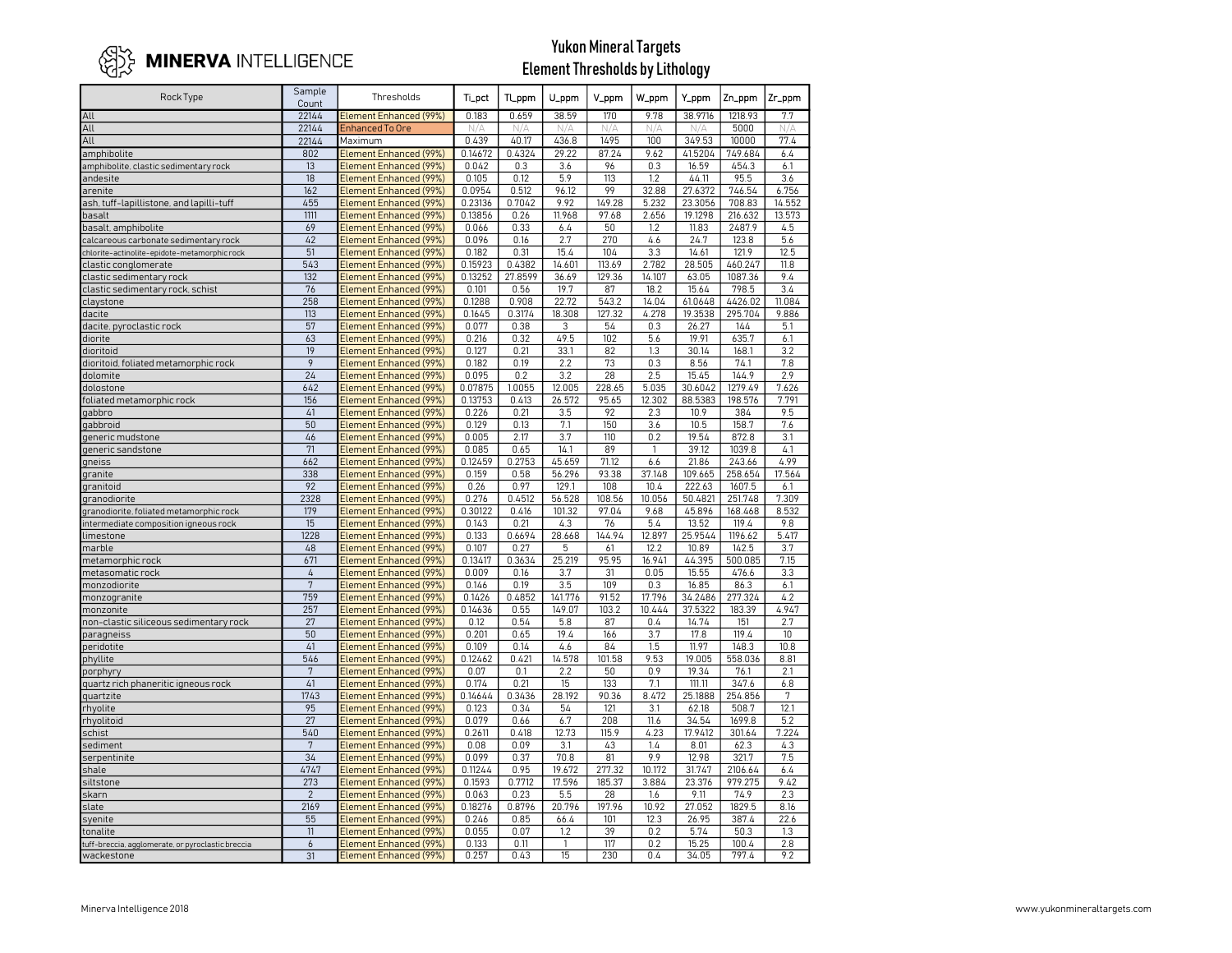**MINERVA** INTELLIGENCE

# Yukon Mineral Targets
## Element Thresholds by Lithology

| Rock Type | Sample Count | Thresholds | Ti_pct | Tl_ppm | U_ppm | V_ppm | W_ppm | Y_ppm | Zn_ppm | Zr_ppm |
|---|---|---|---|---|---|---|---|---|---|---|
| All | 22144 | Element Enhanced (99%) | 0.183 | 0.659 | 38.59 | 170 | 9.78 | 38.9716 | 1218.93 | 7.7 |
| All | 22144 | Enhanced To Ore | N/A | N/A | N/A | N/A | N/A | N/A | 5000 | N/A |
| All | 22144 | Maximum | 0.439 | 40.17 | 436.8 | 1495 | 100 | 349.53 | 10000 | 77.4 |
| amphibolite | 802 | Element Enhanced (99%) | 0.14672 | 0.4324 | 29.22 | 87.24 | 9.62 | 41.5204 | 749.684 | 6.4 |
| amphibolite, clastic sedimentary rock | 13 | Element Enhanced (99%) | 0.042 | 0.3 | 3.6 | 96 | 0.3 | 16.59 | 454.3 | 6.1 |
| andesite | 18 | Element Enhanced (99%) | 0.105 | 0.12 | 5.9 | 113 | 1.2 | 44.11 | 95.5 | 3.6 |
| arenite | 162 | Element Enhanced (99%) | 0.0954 | 0.512 | 96.12 | 99 | 32.88 | 27.6372 | 746.54 | 6.756 |
| ash, tuff-lapillistone, and lapilli-tuff | 455 | Element Enhanced (99%) | 0.23136 | 0.7042 | 9.92 | 149.28 | 5.232 | 23.3056 | 708.83 | 14.552 |
| basalt | 1111 | Element Enhanced (99%) | 0.13856 | 0.26 | 11.968 | 97.68 | 2.656 | 19.1298 | 216.632 | 13.573 |
| basalt, amphibolite | 69 | Element Enhanced (99%) | 0.066 | 0.33 | 6.4 | 50 | 1.2 | 11.83 | 2487.9 | 4.5 |
| calcareous carbonate sedimentary rock | 42 | Element Enhanced (99%) | 0.096 | 0.16 | 2.7 | 270 | 4.6 | 24.7 | 123.8 | 5.6 |
| chlorite-actinolite-epidote-metamorphic rock | 51 | Element Enhanced (99%) | 0.182 | 0.31 | 15.4 | 104 | 3.3 | 14.61 | 121.9 | 12.5 |
| clastic conglomerate | 543 | Element Enhanced (99%) | 0.15923 | 0.4382 | 14.601 | 113.69 | 2.782 | 28.505 | 460.247 | 11.8 |
| clastic sedimentary rock | 132 | Element Enhanced (99%) | 0.13252 | 27.8599 | 36.69 | 129.36 | 14.107 | 63.05 | 1087.36 | 9.4 |
| clastic sedimentary rock, schist | 76 | Element Enhanced (99%) | 0.101 | 0.56 | 19.7 | 87 | 18.2 | 15.64 | 798.5 | 3.4 |
| claystone | 258 | Element Enhanced (99%) | 0.1288 | 0.908 | 22.72 | 543.2 | 14.04 | 61.0648 | 4426.02 | 11.084 |
| dacite | 113 | Element Enhanced (99%) | 0.1645 | 0.3174 | 18.308 | 127.32 | 4.278 | 19.3538 | 295.704 | 9.886 |
| dacite, pyroclastic rock | 57 | Element Enhanced (99%) | 0.077 | 0.38 | 3 | 54 | 0.3 | 26.27 | 144 | 5.1 |
| diorite | 63 | Element Enhanced (99%) | 0.216 | 0.32 | 49.5 | 102 | 5.6 | 19.91 | 635.7 | 6.1 |
| dioritoid | 19 | Element Enhanced (99%) | 0.127 | 0.21 | 33.1 | 82 | 1.3 | 30.14 | 168.1 | 3.2 |
| dioritoid, foliated metamorphic rock | 9 | Element Enhanced (99%) | 0.182 | 0.19 | 2.2 | 73 | 0.3 | 8.56 | 74.1 | 7.8 |
| dolomite | 24 | Element Enhanced (99%) | 0.095 | 0.2 | 3.2 | 28 | 2.5 | 15.45 | 144.9 | 2.9 |
| dolostone | 642 | Element Enhanced (99%) | 0.07875 | 1.0055 | 12.005 | 228.65 | 5.035 | 30.6042 | 1279.49 | 7.626 |
| foliated metamorphic rock | 156 | Element Enhanced (99%) | 0.13753 | 0.413 | 26.572 | 95.65 | 12.302 | 88.5383 | 198.576 | 7.791 |
| gabbro | 41 | Element Enhanced (99%) | 0.226 | 0.21 | 3.5 | 92 | 2.3 | 10.9 | 384 | 9.5 |
| gabbroid | 50 | Element Enhanced (99%) | 0.129 | 0.13 | 7.1 | 150 | 3.6 | 10.5 | 158.7 | 7.6 |
| generic mudstone | 46 | Element Enhanced (99%) | 0.005 | 2.17 | 3.7 | 110 | 0.2 | 19.54 | 872.8 | 3.1 |
| generic sandstone | 71 | Element Enhanced (99%) | 0.085 | 0.65 | 14.1 | 89 | 1 | 39.12 | 1039.8 | 4.1 |
| gneiss | 662 | Element Enhanced (99%) | 0.12459 | 0.2753 | 45.659 | 71.12 | 6.6 | 21.86 | 243.66 | 4.99 |
| granite | 338 | Element Enhanced (99%) | 0.159 | 0.58 | 56.296 | 93.38 | 37.148 | 109.665 | 258.654 | 17.564 |
| granitoid | 92 | Element Enhanced (99%) | 0.26 | 0.97 | 129.1 | 108 | 10.4 | 222.63 | 1607.5 | 6.1 |
| granodiorite | 2328 | Element Enhanced (99%) | 0.276 | 0.4512 | 56.528 | 108.56 | 10.056 | 50.4821 | 251.748 | 7.309 |
| granodiorite, foliated metamorphic rock | 179 | Element Enhanced (99%) | 0.30122 | 0.416 | 101.32 | 97.04 | 9.68 | 45.896 | 168.468 | 8.532 |
| intermediate composition igneous rock | 15 | Element Enhanced (99%) | 0.143 | 0.21 | 4.3 | 76 | 5.4 | 13.52 | 119.4 | 9.8 |
| limestone | 1228 | Element Enhanced (99%) | 0.133 | 0.6694 | 28.668 | 144.94 | 12.897 | 25.9544 | 1196.62 | 5.417 |
| marble | 48 | Element Enhanced (99%) | 0.107 | 0.27 | 5 | 61 | 12.2 | 10.89 | 142.5 | 3.7 |
| metamorphic rock | 671 | Element Enhanced (99%) | 0.13417 | 0.3634 | 25.219 | 95.95 | 16.941 | 44.395 | 500.085 | 7.15 |
| metasomatic rock | 4 | Element Enhanced (99%) | 0.009 | 0.16 | 3.7 | 31 | 0.05 | 15.55 | 476.6 | 3.3 |
| monzodiorite | 7 | Element Enhanced (99%) | 0.146 | 0.19 | 3.5 | 109 | 0.3 | 16.85 | 86.3 | 6.1 |
| monzogranite | 759 | Element Enhanced (99%) | 0.1426 | 0.4852 | 141.776 | 91.52 | 17.796 | 34.2486 | 277.324 | 4.2 |
| monzonite | 257 | Element Enhanced (99%) | 0.14636 | 0.55 | 149.07 | 103.2 | 10.444 | 37.5322 | 183.39 | 4.947 |
| non-clastic siliceous sedimentary rock | 27 | Element Enhanced (99%) | 0.12 | 0.54 | 5.8 | 87 | 0.4 | 14.74 | 151 | 2.7 |
| paragneiss | 50 | Element Enhanced (99%) | 0.201 | 0.65 | 19.4 | 166 | 3.7 | 17.8 | 119.4 | 10 |
| peridotite | 41 | Element Enhanced (99%) | 0.109 | 0.14 | 4.6 | 84 | 1.5 | 11.97 | 148.3 | 10.8 |
| phyllite | 546 | Element Enhanced (99%) | 0.12462 | 0.421 | 14.578 | 101.58 | 9.53 | 19.005 | 558.036 | 8.81 |
| porphyry | 7 | Element Enhanced (99%) | 0.07 | 0.1 | 2.2 | 50 | 0.9 | 19.34 | 76.1 | 2.1 |
| quartz rich phaneritic igneous rock | 41 | Element Enhanced (99%) | 0.174 | 0.21 | 15 | 133 | 7.1 | 111.11 | 347.6 | 6.8 |
| quartzite | 1743 | Element Enhanced (99%) | 0.14644 | 0.3436 | 28.192 | 90.36 | 8.472 | 25.1888 | 254.856 | 7 |
| rhyolite | 95 | Element Enhanced (99%) | 0.123 | 0.34 | 54 | 121 | 3.1 | 62.18 | 508.7 | 12.1 |
| rhyolitoid | 27 | Element Enhanced (99%) | 0.079 | 0.66 | 6.7 | 208 | 11.6 | 34.54 | 1699.8 | 5.2 |
| schist | 540 | Element Enhanced (99%) | 0.2611 | 0.418 | 12.73 | 115.9 | 4.23 | 17.9412 | 301.64 | 7.224 |
| sediment | 7 | Element Enhanced (99%) | 0.08 | 0.09 | 3.1 | 43 | 1.4 | 8.01 | 62.3 | 4.3 |
| serpentinite | 34 | Element Enhanced (99%) | 0.099 | 0.37 | 70.8 | 81 | 9.9 | 12.98 | 321.7 | 7.5 |
| shale | 4747 | Element Enhanced (99%) | 0.11244 | 0.95 | 19.672 | 277.32 | 10.172 | 31.747 | 2106.64 | 6.4 |
| siltstone | 273 | Element Enhanced (99%) | 0.1593 | 0.7712 | 17.596 | 185.37 | 3.884 | 23.376 | 979.275 | 9.42 |
| skarn | 2 | Element Enhanced (99%) | 0.063 | 0.23 | 5.5 | 28 | 1.6 | 9.11 | 74.9 | 2.3 |
| slate | 2169 | Element Enhanced (99%) | 0.18276 | 0.8796 | 20.796 | 197.96 | 10.92 | 27.052 | 1829.5 | 8.16 |
| syenite | 55 | Element Enhanced (99%) | 0.246 | 0.85 | 66.4 | 101 | 12.3 | 26.95 | 387.4 | 22.6 |
| tonalite | 11 | Element Enhanced (99%) | 0.055 | 0.07 | 1.2 | 39 | 0.2 | 5.74 | 50.3 | 1.3 |
| tuff-breccia, agglomerate, or pyroclastic breccia | 6 | Element Enhanced (99%) | 0.133 | 0.11 | 1 | 117 | 0.2 | 15.25 | 100.4 | 2.8 |
| wackestone | 31 | Element Enhanced (99%) | 0.257 | 0.43 | 15 | 230 | 0.4 | 34.05 | 797.4 | 9.2 |

Minerva Intelligence 2018

www.yukonmineraltargets.com